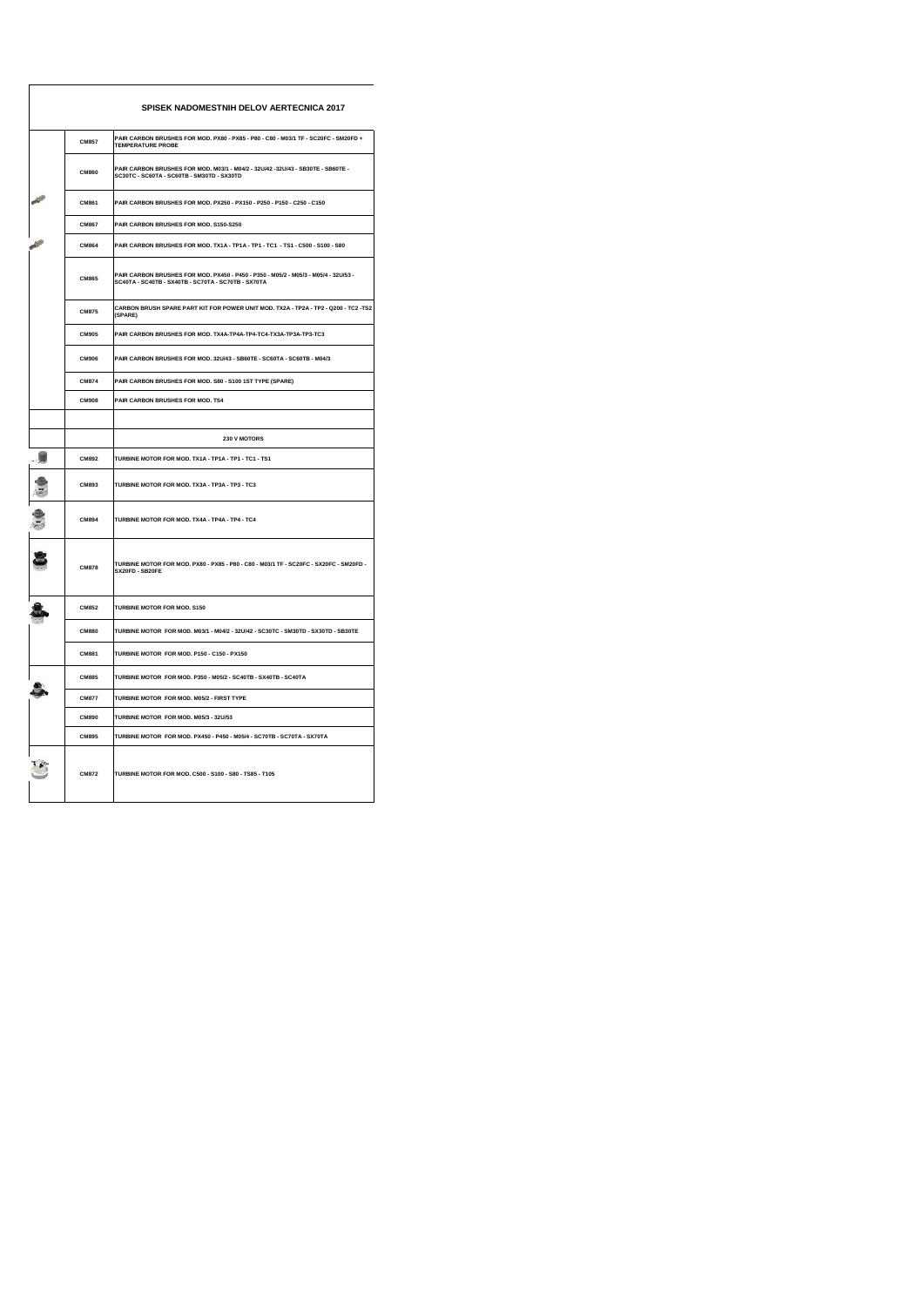# SPISEK NADOMESTNIH DELOV AERTECNICA 2017

| | | |
|---|---|---|
| | CM857 | PAIR CARBON BRUSHES FOR MOD. PX80 - PX85 - P80 - C80 - M03/1 TF - SC20FC - SM20FD + TEMPERATURE PROBE |
| | CM860 | PAIR CARBON BRUSHES FOR MOD. M03/1 - M04/2 - 32U/42 -32U/43 - SB30TE - SB60TE - SC30TC - SC60TA - SC60TB - SM30TD - SX30TD |
| | CM861 | PAIR CARBON BRUSHES FOR MOD. PX250 - PX150 - P250 - P150 - C250 - C150 |
| | CM867 | PAIR CARBON BRUSHES FOR MOD. S150-S250 |
| | CM864 | PAIR CARBON BRUSHES FOR MOD. TX1A - TP1A - TP1 - TC1 - TS1 - C500 - S100 - S80 |
| | CM865 | PAIR CARBON BRUSHES FOR MOD. PX450 - P450 - P350 - M05/2 - M05/3 - M05/4 - 32U/53 - SC40TA - SC40TB - SX40TB - SC70TA - SC70TB - SX70TA |
| | CM875 | CARBON BRUSH SPARE PART KIT FOR POWER UNIT MOD. TX2A - TP2A - TP2 - Q200 - TC2 -TS2 (SPARE) |
| | CM905 | PAIR CARBON BRUSHES FOR MOD. TX4A-TP4A-TP4-TC4-TX3A-TP3A-TP3-TC3 |
| | CM906 | PAIR CARBON BRUSHES FOR MOD. 32U/43 - SB60TE - SC60TA - SC60TB - M04/3 |
| | CM874 | PAIR CARBON BRUSHES FOR MOD. S80 - S100 1ST TYPE (SPARE) |
| | CM908 | PAIR CARBON BRUSHES FOR MOD. TS4 |
| | | |
| | | **230 V MOTORS** |
| | CM892 | TURBINE MOTOR FOR MOD. TX1A - TP1A - TP1 - TC1 - TS1 |
| | CM893 | TURBINE MOTOR FOR MOD. TX3A - TP3A - TP3 - TC3 |
| | CM894 | TURBINE MOTOR FOR MOD. TX4A - TP4A - TP4 - TC4 |
| | CM878 | TURBINE MOTOR FOR MOD. PX80 - PX85 - P80 - C80 - M03/1 TF - SC20FC - SX20FC - SM20FD - SX20FD - SB20FE |
| | CM852 | TURBINE MOTOR FOR MOD. S150 |
| | CM880 | TURBINE MOTOR FOR MOD. M03/1 - M04/2 - 32U/42 - SC30TC - SM30TD - SX30TD - SB30TE |
| | CM881 | TURBINE MOTOR FOR MOD. P150 - C150 - PX150 |
| | CM885 | TURBINE MOTOR FOR MOD. P350 - M05/2 - SC40TB - SX40TB - SC40TA |
| | CM877 | TURBINE MOTOR FOR MOD. M05/2 - FIRST TYPE |
| | CM890 | TURBINE MOTOR FOR MOD. M05/3 - 32U/53 |
| | CM895 | TURBINE MOTOR FOR MOD. PX450 - P450 - M05/4 - SC70TB - SC70TA - SX70TA |
| | CM872 | TURBINE MOTOR FOR MOD. C500 - S100 - S80 - TS85 - T105 |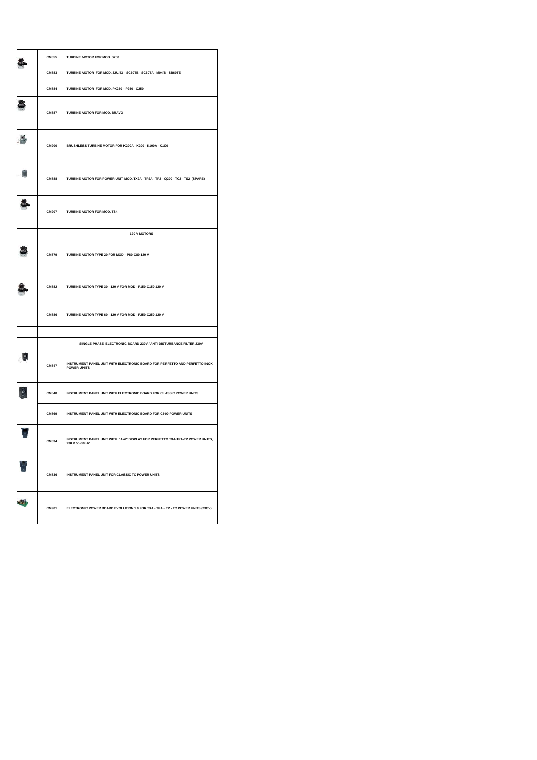|  | CM855 | TURBINE MOTOR FOR MOD. S250 |
|---|---|---|
|  | CM883 | TURBINE MOTOR FOR MOD. 32U/43 - SC60TB - SC60TA - M04/3 - SB60TE |
|  | CM884 | TURBINE MOTOR FOR MOD. PX250 - P250 - C250 |
|  | CM887 | TURBINE MOTOR FOR MOD. BRAVO |
|  | CM900 | BRUSHLESS TURBINE MOTOR FOR K200A - K200 - K100A - K100 |
|  | CM888 | TURBINE MOTOR FOR POWER UNIT MOD. TX2A - TP2A - TP2 - Q200 - TC2 - TS2 (SPARE) |
|  | CM907 | TURBINE MOTOR FOR MOD. TS4 |
|  |  | **120 V MOTORS** |
|  | CM879 | TURBINE MOTOR TYPE 20 FOR MOD - P80-C80 120 V |
|  | CM882 | TURBINE MOTOR TYPE 30 - 120 V FOR MOD - P150-C150 120 V |
|  | CM886 | TURBINE MOTOR TYPE 60 - 120 V FOR MOD - P250-C250 120 V |
|  |  |  |
|  |  | **SINGLE-PHASE ELECTRONIC BOARD 230V / ANTI-DISTURBANCE FILTER 230V** |
|  | CM847 | INSTRUMENT PANEL UNIT WITH ELECTRONIC BOARD FOR PERFETTO AND PERFETTO INOX POWER UNITS |
|  | CM848 | INSTRUMENT PANEL UNIT WITH ELECTRONIC BOARD FOR CLASSIC POWER UNITS |
|  | CM869 | INSTRUMENT PANEL UNIT WITH ELECTRONIC BOARD FOR C500 POWER UNITS |
|  | CM834 | INSTRUMENT PANEL UNIT WITH "AVI" DISPLAY FOR PERFETTO TXA-TPA-TP POWER UNITS, 230 V 50-60 HZ |
|  | CM836 | INSTRUMENT PANEL UNIT FOR CLASSIC TC POWER UNITS |
|  | CM901 | ELECTRONIC POWER BOARD EVOLUTION 1.0 FOR TXA - TPA - TP - TC POWER UNITS (230V) |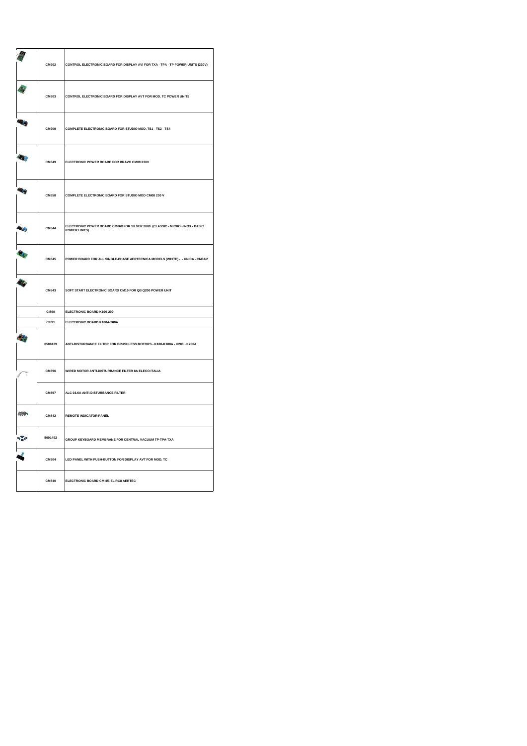| | | |
|---|---|---|
| | CM902 | CONTROL ELECTRONIC BOARD FOR DISPLAY AVI FOR TXA - TPA - TP POWER UNITS (230V) |
| | CM903 | CONTROL ELECTRONIC BOARD FOR DISPLAY AVT FOR MOD. TC POWER UNITS |
| | CM909 | COMPLETE ELECTRONIC BOARD FOR STUDIO MOD. TS1 - TS2 - TS4 |
| | CM849 | ELECTRONIC POWER BOARD FOR BRAVO CM09 230V |
| | CM858 | COMPLETE ELECTRONIC BOARD FOR STUDIO MOD CM08 230 V |
| | CM844 | ELECTRONIC POWER BOARD CM06/1FOR SILVER 2000 (CLASSIC - MICRO - INOX - BASIC POWER UNITS) |
| | CM845 | POWER BOARD FOR ALL SINGLE-PHASE AERTECNICA MODELS (WHITE) - - UNICA - CM04/2 |
| | CM843 | SOFT START ELECTRONIC BOARD CM10 FOR QB Q200 POWER UNIT |
| | CI890 | ELECTRONIC BOARD K100-200 |
| | CI891 | ELECTRONIC BOARD K100A-200A |
| | 0500439 | ANTI-DISTURBANCE FILTER FOR BRUSHLESS MOTORS - K100-K100A - K200 - K200A |
| | CM896 | WIRED MOTOR ANTI-DISTURBANCE FILTER 8A ELECO ITALIA |
| | CM897 | ALC 03.6A ANTI-DISTURBANCE FILTER |
| | CM842 | REMOTE INDICATOR PANEL |
| | 5001492 | GROUP KEYBOARD MEMBRANE FOR CENTRAL VACUUM TP-TPA-TXA |
| | CM904 | LED PANEL WITH PUSH-BUTTON FOR DISPLAY AVT FOR MOD. TC |
| | CM840 | ELECTRONIC BOARD CM 4/3 EL RC8 AERTEC |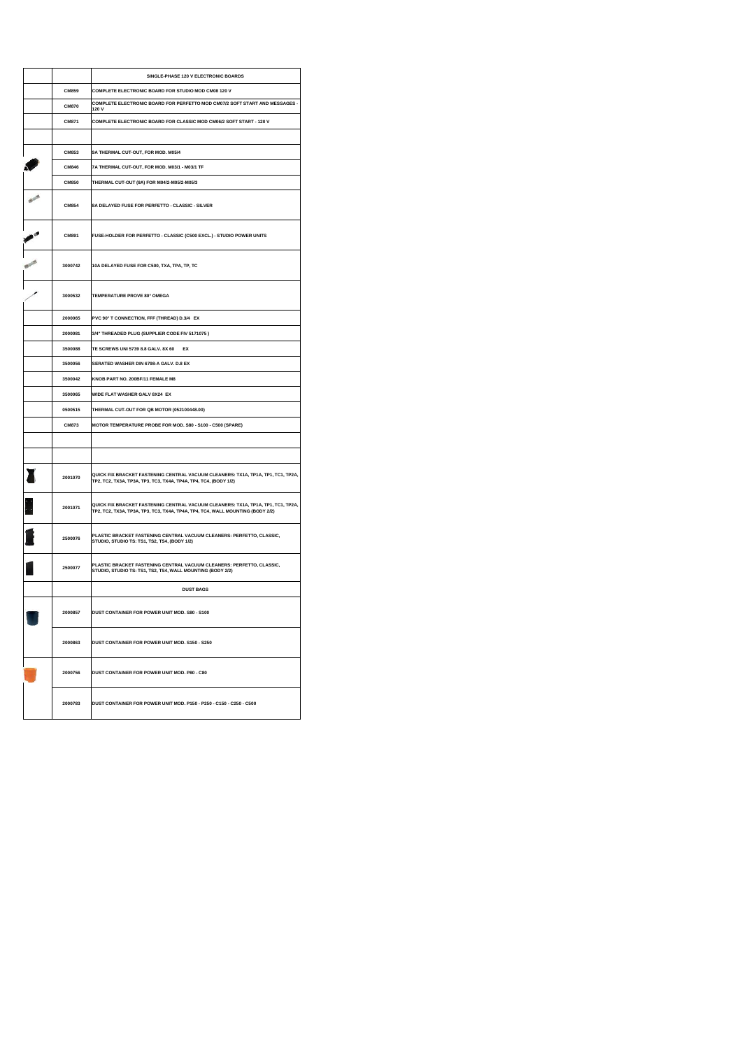| | | SINGLE-PHASE 120 V ELECTRONIC BOARDS |
|---|---|---|
| | CM859 | COMPLETE ELECTRONIC BOARD FOR STUDIO MOD CM08 120 V |
| | CM870 | COMPLETE ELECTRONIC BOARD FOR PERFETTO MOD CM07/2 SOFT START AND MESSAGES - 120 V |
| | CM871 | COMPLETE ELECTRONIC BOARD FOR CLASSIC MOD CM06/2 SOFT START - 120 V |
| | | |
| | CM853 | 9A THERMAL CUT-OUT, FOR MOD. M05/4 |
| | CM846 | 7A THERMAL CUT-OUT, FOR MOD. M03/1 - M03/1 TF |
| | CM850 | THERMAL CUT-OUT (8A) FOR M04/2-M05/2-M05/3 |
| | CM854 | 8A DELAYED FUSE FOR PERFETTO - CLASSIC - SILVER |
| | CM891 | FUSE-HOLDER FOR PERFETTO - CLASSIC (C500 EXCL.) - STUDIO POWER UNITS |
| | 3000742 | 10A DELAYED FUSE FOR C500, TXA, TPA, TP, TC |
| | 3000532 | TEMPERATURE PROVE 80° OMEGA |
| | 2000065 | PVC 90° T CONNECTION, FFF (THREAD) D.3/4 EX |
| | 2000081 | 3/4" THREADED PLUG (SUPPLIER CODE FIV 5171075 ) |
| | 3500088 | TE SCREWS UNI 5739 8.8 GALV. 8X 60 EX |
| | 3500056 | SERATED WASHER DIN 6798-A GALV. D.8 EX |
| | 3500042 | KNOB PART NO. 200BF/11 FEMALE M8 |
| | 3500065 | WIDE FLAT WASHER GALV 8X24 EX |
| | 0500515 | THERMAL CUT-OUT FOR QB MOTOR (052100448.00) |
| | CM873 | MOTOR TEMPERATURE PROBE FOR MOD. S80 - S100 - C500 (SPARE) |
| | | |
| | | |
| | 2001070 | QUICK FIX BRACKET FASTENING CENTRAL VACUUM CLEANERS: TX1A, TP1A, TP1, TC1, TP2A, TP2, TC2, TX3A, TP3A, TP3, TC3, TX4A, TP4A, TP4, TC4, (BODY 1/2) |
| | 2001071 | QUICK FIX BRACKET FASTENING CENTRAL VACUUM CLEANERS: TX1A, TP1A, TP1, TC1, TP2A, TP2, TC2, TX3A, TP3A, TP3, TC3, TX4A, TP4A, TP4, TC4, WALL MOUNTING (BODY 2/2) |
| | 2500076 | PLASTIC BRACKET FASTENING CENTRAL VACUUM CLEANERS: PERFETTO, CLASSIC, STUDIO, STUDIO TS: TS1, TS2, TS4, (BODY 1/2) |
| | 2500077 | PLASTIC BRACKET FASTENING CENTRAL VACUUM CLEANERS: PERFETTO, CLASSIC, STUDIO, STUDIO TS: TS1, TS2, TS4, WALL MOUNTING (BODY 2/2) |
| | | DUST BAGS |
| | 2000857 | DUST CONTAINER FOR POWER UNIT MOD. S80 - S100 |
| | 2000863 | DUST CONTAINER FOR POWER UNIT MOD. S150 - S250 |
| | 2000756 | DUST CONTAINER FOR POWER UNIT MOD. P80 - C80 |
| | 2000783 | DUST CONTAINER FOR POWER UNIT MOD. P150 - P250 - C150 - C250 - C500 |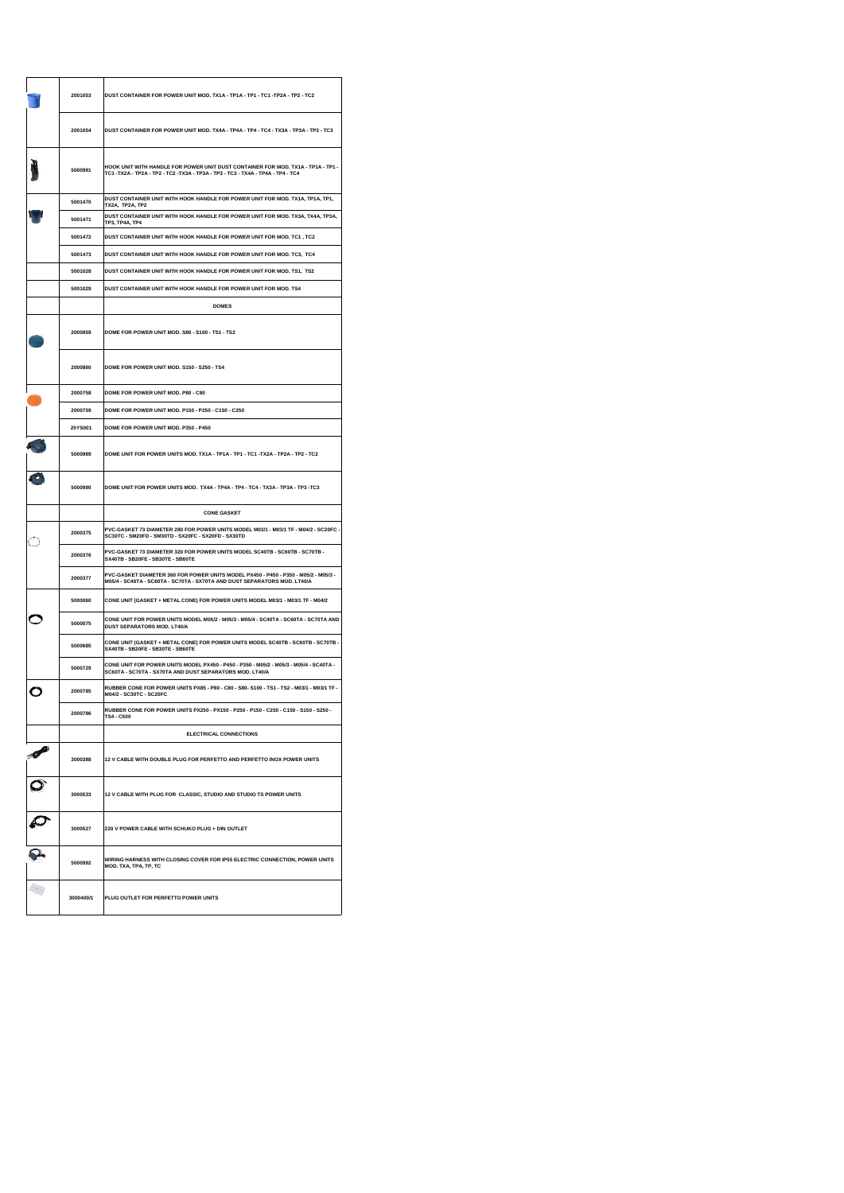| | | |
|---|---|---|
| | 2001053 | DUST CONTAINER FOR POWER UNIT MOD. TX1A - TP1A - TP1 - TC1 -TP2A - TP2 - TC2 |
| | 2001054 | DUST CONTAINER FOR POWER UNIT MOD. TX4A - TP4A - TP4 - TC4 - TX3A - TP3A - TP3 - TC3 |
| | 5000991 | HOOK UNIT WITH HANDLE FOR POWER UNIT DUST CONTAINER FOR MOD. TX1A - TP1A - TP1 - TC1 -TX2A - TP2A - TP2 - TC2 -TX3A - TP3A - TP3 - TC3 - TX4A - TP4A - TP4 - TC4 |
| | 5001470 | DUST CONTAINER UNIT WITH HOOK HANDLE FOR POWER UNIT FOR MOD. TX1A, TP1A, TP1, TX2A, TP2A, TP2 |
| | 5001471 | DUST CONTAINER UNIT WITH HOOK HANDLE FOR POWER UNIT FOR MOD. TX3A, TX4A, TP3A, TP3, TP4A, TP4 |
| | 5001472 | DUST CONTAINER UNIT WITH HOOK HANDLE FOR POWER UNIT FOR MOD. TC1 , TC2 |
| | 5001473 | DUST CONTAINER UNIT WITH HOOK HANDLE FOR POWER UNIT FOR MOD. TC3, TC4 |
| | 5001028 | DUST CONTAINER UNIT WITH HOOK HANDLE FOR POWER UNIT FOR MOD. TS1, TS2 |
| | 5001029 | DUST CONTAINER UNIT WITH HOOK HANDLE FOR POWER UNIT FOR MOD. TS4 |
| | | **DOMES** |
| | 2000859 | DOME FOR POWER UNIT MOD. S80 - S100 - TS1 - TS2 |
| | 2000860 | DOME FOR POWER UNIT MOD. S150 - S250 - TS4 |
| | 2000758 | DOME FOR POWER UNIT MOD. P80 - C80 |
| | 2000759 | DOME FOR POWER UNIT MOD. P150 - P250 - C150 - C250 |
| | 25YS001 | DOME FOR POWER UNIT MOD. P350 - P450 |
| | 5000989 | DOME UNIT FOR POWER UNITS MOD. TX1A - TP1A - TP1 - TC1 -TX2A - TP2A - TP2 - TC2 |
| | 5000990 | DOME UNIT FOR POWER UNITS MOD. TX4A - TP4A - TP4 - TC4 - TX3A - TP3A - TP3 -TC3 |
| | | **CONE GASKET** |
| | 2000375 | PVC-GASKET 73 DIAMETER 280 FOR POWER UNITS MODEL M03/1 - M03/1 TF - M04/2 - SC20FC - SC30TC - SM20FD - SM30TD - SX20FC - SX20FD - SX30TD |
| | 2000376 | PVC-GASKET 73 DIAMETER 320 FOR POWER UNITS MODEL SC40TB - SC60TB - SC70TB - SX40TB - SB20FE - SB30TE - SB60TE |
| | 2000377 | PVC-GASKET DIAMETER 360 FOR POWER UNITS MODEL PX450 - P450 - P350 - M05/2 - M05/3 - M05/4 - SC40TA - SC60TA - SC70TA - SX70TA AND DUST SEPARATORS MOD. LT40/A |
| | 5000060 | CONE UNIT (GASKET + METAL CONE) FOR POWER UNITS MODEL M03/1 - M03/1 TF - M04/2 |
| | 5000075 | CONE UNIT FOR POWER UNITS MODEL M05/2 - M05/3 - M05/4 - SC40TA - SC60TA - SC70TA AND DUST SEPARATORS MOD. LT40/A |
| | 5000685 | CONE UNIT (GASKET + METAL CONE) FOR POWER UNITS MODEL SC40TB - SC60TB - SC70TB - SX40TB - SB20FE - SB30TE - SB60TE |
| | 5000729 | CONE UNIT FOR POWER UNITS MODEL PX450 - P450 - P350 - M05/2 - M05/3 - M05/4 - SC40TA - SC60TA - SC70TA - SX70TA AND DUST SEPARATORS MOD. LT40/A |
| | 2000785 | RUBBER CONE FOR POWER UNITS PX85 - P80 - C80 - S80- S100 - TS1 - TS2 - M03/1 - M03/1 TF - M04/2 - SC30TC - SC20FC |
| | 2000786 | RUBBER CONE FOR POWER UNITS PX250 - PX150 - P250 - P150 - C250 - C150 - S150 - S250 - TS4 - C500 |
| | | **ELECTRICAL CONNECTIONS** |
| | 3000388 | 12 V CABLE WITH DOUBLE PLUG FOR PERFETTO AND PERFETTO INOX POWER UNITS |
| | 3000533 | 12 V CABLE WITH PLUG FOR CLASSIC, STUDIO AND STUDIO TS POWER UNITS |
| | 3000527 | 220 V POWER CABLE WITH SCHUKO PLUG + DIN OUTLET |
| | 5000992 | WIRING HARNESS WITH CLOSING COVER FOR IP55 ELECTRIC CONNECTION, POWER UNITS MOD. TXA, TPA, TP, TC |
| | 3000400/1 | PLUG OUTLET FOR PERFETTO POWER UNITS |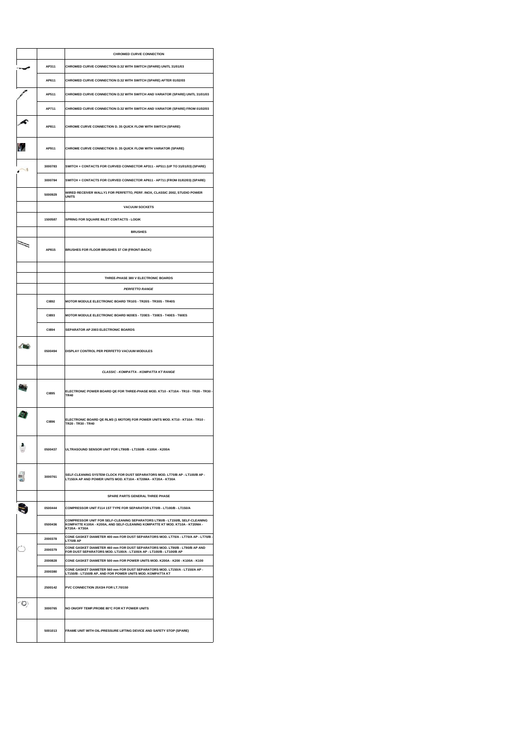| | | CHROMED CURVE CONNECTION |
|---|---|---|
| | AP311 | CHROMED CURVE CONNECTION D.32 WITH SWITCH (SPARE) UNITL 31/01/03 |
| | AP611 | CHROMED CURVE CONNECTION D.32 WITH SWITCH (SPARE) AFTER 01/02/03 |
| | AP511 | CHROMED CURVE CONNECTION D.32 WITH SWITCH AND VARIATOR (SPARE) UNITL 31/01/03 |
| | AP711 | CHROMED CURVE CONNECTION D.32 WITH SWITCH AND VARIATOR (SPARE) FROM 01/02/03 |
| | AP811 | CHROME CURVE CONNECTION D. 35 QUICK FLOW WITH SWITCH (SPARE) |
| | AP911 | CHROME CURVE CONNECTION D. 35 QUICK FLOW WITH VARIATOR (SPARE) |
| | 3000783 | SWITCH + CONTACTS FOR CURVED CONNECTOR AP311 - AP511 (UP TO 31/01/03) (SPARE) |
| | 3000784 | SWITCH + CONTACTS FOR CURVED CONNECTOR AP611 - AP711 (FROM 01/02/03) (SPARE) |
| | 5000929 | WIRED RECEIVER WALLY1 FOR PERFETTO, PERF. INOX, CLASSIC 2002, STUDIO POWER UNITS |
| | | VACUUM SOCKETS |
| | 1500587 | SPRING FOR SQUARE INLET CONTACTS - LOGIK |
| | | BRUSHES |
| | AP815 | BRUSHES FOR FLOOR BRUSHES 37 CM (FRONT-BACK) |
| | | |
| | | THREE-PHASE 380 V ELECTRONIC BOARDS |
| | | *PERFETTO RANGE* |
| | CI892 | MOTOR MODULE ELECTRONIC BOARD TR10S - TR20S - TR30S - TR40S |
| | CI893 | MOTOR MODULE ELECTRONIC BOARD M20ES - T20ES - T30ES - T40ES - T60ES |
| | CI894 | SEPARATOR AP 2003 ELECTRONIC BOARDS |
| | 0500494 | DISPLAY CONTROL PER PERFETTO VACUUM MODULES |
| | | *CLASSIC - KOMPATTA - KOMPATTA KT RANGE* |
| | CI895 | ELECTRONIC POWER BOARD QE FOR THREE-PHASE MOD. KT10 - KT10A - TR10 - TR20 - TR30 - TR40 |
| | CI896 | ELECTRONIC BOARD QE RLM3 (1 MOTOR) FOR POWER UNITS MOD. KT10 - KT10A - TR10 - TR20 - TR30 - TR40 |
| | 0500437 | ULTRASOUND SENSOR UNIT FOR LT90/B - LT150/B - K100A - K200A |
| | 3000761 | SELF-CLEANING SYSTEM CLOCK FOR DUST SEPARATORS MOD. LT70/B AP - LT100/B AP - LT150/A AP AND POWER UNITS MOD. KT10A - KT20MA - KT20A - KT30A |
| | | SPARE PARTS GENERAL THREE PHASE |
| | 0500444 | COMPRESSOR UNIT F114 1ST TYPE FOR SEPARATOR LT70/B - LT100/B - LT150/A |
| | 0500436 | COMPRESSOR UNIT FOR SELF-CLEANING SEPARATORS LT90/B - LT150/B, SELF-CLEANING KOMPATTE K100A - K200A, AND SELF-CLEANING KOMPATTE KT MOD. KT10A - KT20MA - KT20A - KT30A |
| | 2000378 | CONE GASKET DIAMETER 400 mm FOR DUST SEPARATORS MOD. LT70/A - LT70/A AP - LT70/B - LT70/B AP |
| | 2000379 | CONE GASKET DIAMETER 460 mm FOR DUST SEPARATORS MOD. LT90/B - LT90/B AP AND FOR DUST SEPARATORS MOD. LT100/A - LT100/A AP - LT100/B - LT100/B AP |
| | 2000828 | CONE GASKET DIAMETER 500 mm FOR POWER UNITS MOD. K200A - K200 - K100A - K100 |
| | 2000380 | CONE GASKET DIAMETER 560 mm FOR DUST SEPARATORS MOD. LT150/A - LT150/A AP - LT150/B - LT150/B AP, AND FOR POWER UNITS MOD. KOMPATTA KT |
| | 2500142 | PVC CONNECTION 25X3/4 FOR LT.70/150 |
| | 3000765 | NO ON/OFF TEMP.PROBE 80°C FOR KT POWER UNITS |
| | 5001013 | FRAME UNIT WITH OIL-PRESSURE LIFTING DEVICE AND SAFETY STOP (SPARE) |